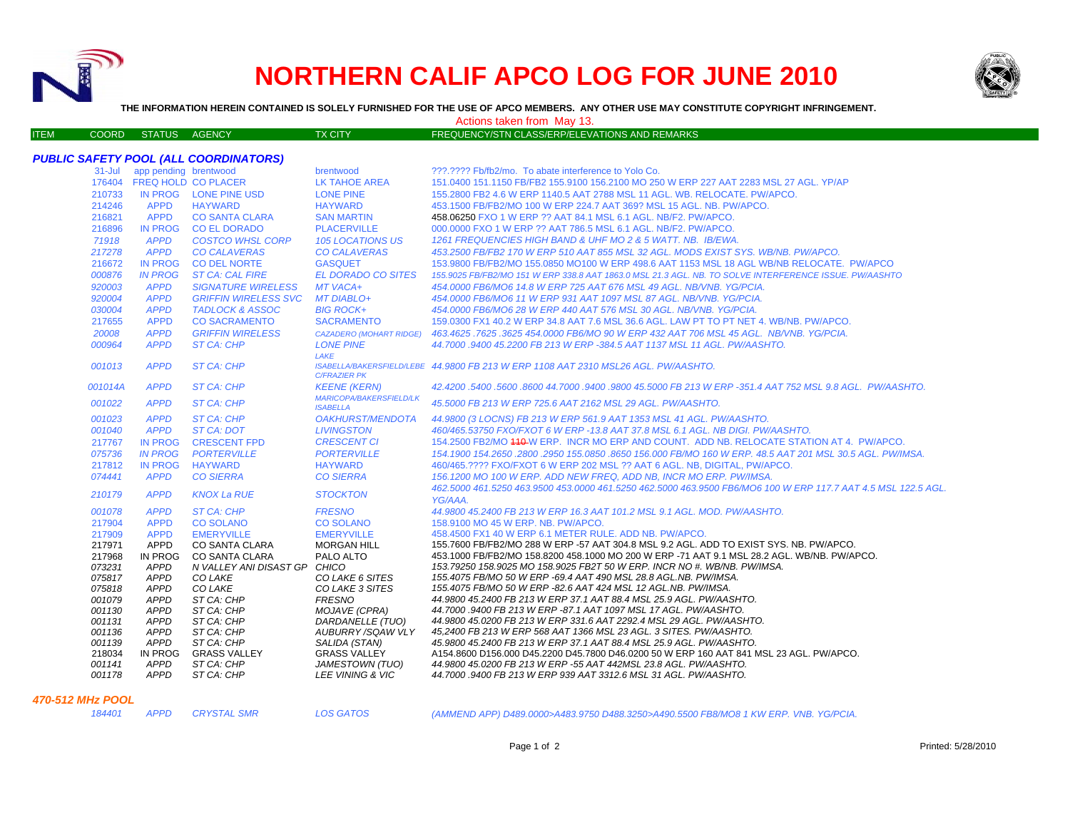# NORTHERN CALIF APCO LOG FOR JUNE 2010

**THE INFORMATION HEREIN CONTAINED IS SOLELY FURNISHED FOR THE USE OF APCO MEMBERS. ANY OTHER USE MAY CONSTITUTE COPYRIGHT INFRINGEMENT.**

Actions taken from May 13.

| ITEM | COORD | STATUS | AGENCY | TX CITY | FREQUENCY/STN CLASS/ERP/ELEVATIONS AND REMARKS |
|---|---|---|---|---|---|

### *PUBLIC SAFETY POOL (ALL COORDINATORS)*

| ITEM | COORD | STATUS | AGENCY | TX CITY | FREQUENCY/STN CLASS/ERP/ELEVATIONS AND REMARKS |
|---|---|---|---|---|---|
| | 31-Jul | app pending | brentwood | brentwood | ???.???? Fb/fb2/mo. To abate interference to Yolo Co. |
| | 176404 | FREQ HOLD | CO PLACER | LK TAHOE AREA | 151.0400 151.1150 FB/FB2 155.9100 156.2100 MO 250 W ERP 227 AAT 2283 MSL 27 AGL. YP/AP |
| | 210733 | IN PROG | LONE PINE USD | LONE PINE | 155.2800 FB2 4.6 W ERP 1140.5 AAT 2788 MSL 11 AGL. WB. RELOCATE. PW/APCO. |
| | 214246 | APPD | HAYWARD | HAYWARD | 453.1500 FB/FB2/MO 100 W ERP 224.7 AAT 369? MSL 15 AGL. NB. PW/APCO. |
| | 216821 | APPD | CO SANTA CLARA | SAN MARTIN | 458.06250 FXO 1 W ERP ?? AAT 84.1 MSL 6.1 AGL. NB/F2. PW/APCO. |
| | 216896 | IN PROG | CO EL DORADO | PLACERVILLE | 000.0000 FXO 1 W ERP ?? AAT 786.5 MSL 6.1 AGL. NB/F2. PW/APCO. |
| | *71918* | *APPD* | *COSTCO WHSL CORP* | *105 LOCATIONS US* | *1261 FREQUENCIES HIGH BAND & UHF MO 2 & 5 WATT. NB. IB/EWA.* |
| | *217278* | *APPD* | *CO CALAVERAS* | *CO CALAVERAS* | *453.2500 FB/FB2 170 W ERP 510 AAT 855 MSL 32 AGL. MODS EXIST SYS. WB/NB. PW/APCO.* |
| | 216672 | IN PROG | CO DEL NORTE | GASQUET | 153.9800 FB/FB2/MO 155.0850 MO100 W ERP 498.6 AAT 1153 MSL 18 AGL WB/NB RELOCATE. PW/APCO |
| | *000876* | *IN PROG* | *ST CA: CAL FIRE* | *EL DORADO CO SITES* | *155.9025 FB/FB2/MO 151 W ERP 338.8 AAT 1863.0 MSL 21.3 AGL. NB. TO SOLVE INTERFERENCE ISSUE. PW/AASHTO* |
| | *920003* | *APPD* | *SIGNATURE WIRELESS* | *MT VACA+* | *454.0000 FB6/MO6 14.8 W ERP 725 AAT 676 MSL 49 AGL. NB/VNB. YG/PCIA.* |
| | *920004* | *APPD* | *GRIFFIN WIRELESS SVC* | *MT DIABLO+* | *454.0000 FB6/MO6 11 W ERP 931 AAT 1097 MSL 87 AGL. NB/VNB. YG/PCIA.* |
| | *030004* | *APPD* | *TADLOCK & ASSOC* | *BIG ROCK+* | *454.0000 FB6/MO6 28 W ERP 440 AAT 576 MSL 30 AGL. NB/VNB. YG/PCIA.* |
| | 217655 | APPD | CO SACRAMENTO | SACRAMENTO | 159.0300 FX1 40.2 W ERP 34.8 AAT 7.6 MSL 36.6 AGL. LAW PT TO PT NET 4. WB/NB. PW/APCO. |
| | *20008* | *APPD* | *GRIFFIN WIRELESS* | *CAZADERO (MOHART RIDGE)* | *463.4625 .7625 .3625 454.0000 FB6/MO6 90 W ERP 432 AAT 706 MSL 45 AGL. NB/VNB. YG/PCIA.* |
| | *000964* | *APPD* | *ST CA: CHP* | *LONE PINE* | *44.7000 .9400 45.2200 FB 213 W ERP -384.5 AAT 1137 MSL 11 AGL. PW/AASHTO.* |
| | *001013* | *APPD* | *ST CA: CHP* | *LAKE ISABELLA/BAKERSFIELD/LEBEC/FRAZIER PK* | *44.9800 FB 213 W ERP 1108 AAT 2310 MSL26 AGL. PW/AASHTO.* |
| | *001014A* | *APPD* | *ST CA: CHP* | *KEENE (KERN)* | *42.4200 .5400 .5600 .8600 44.7000 .9400 .9800 45.5000 FB 213 W ERP -351.4 AAT 752 MSL 9.8 AGL. PW/AASHTO.* |
| | *001022* | *APPD* | *ST CA: CHP* | *MARICOPA/BAKERSFIELD/LK ISABELLA* | *45.5000 FB 213 W ERP 725.6 AAT 2162 MSL 29 AGL. PW/AASHTO.* |
| | *001023* | *APPD* | *ST CA: CHP* | *OAKHURST/MENDOTA* | *44.9800 (3 LOCNS) FB 213 W ERP 561.9 AAT 1353 MSL 41 AGL. PW/AASHTO.* |
| | *001040* | *APPD* | *ST CA: DOT* | *LIVINGSTON* | *460/465.53750 FXO/FXOT 6 W ERP -13.8 AAT 37.8 MSL 6.1 AGL. NB DIGI. PW/AASHTO.* |
| | 217767 | IN PROG | CRESCENT FPD | CRESCENT CI | 154.2500 FB2/MO ~~110~~ W ERP. INCR MO ERP AND COUNT. ADD NB. RELOCATE STATION AT 4. PW/APCO. |
| | *075736* | *IN PROG* | *PORTERVILLE* | *PORTERVILLE* | *154.1900 154.2650 .2800 .2950 155.0850 .8650 156.000 FB/MO 160 W ERP. 48.5 AAT 201 MSL 30.5 AGL. PW/IMSA.* |
| | 217812 | IN PROG | HAYWARD | HAYWARD | 460/465.???? FXO/FXOT 6 W ERP 202 MSL ?? AAT 6 AGL. NB, DIGITAL, PW/APCO. |
| | *074441* | *APPD* | *CO SIERRA* | *CO SIERRA* | *156.1200 MO 100 W ERP. ADD NEW FREQ, ADD NB, INCR MO ERP. PW/IMSA.* |
| | *210179* | *APPD* | *KNOX La RUE* | *STOCKTON* | *462.5000 461.5250 463.9500 453.0000 461.5250 462.5000 463.9500 FB6/MO6 100 W ERP 117.7 AAT 4.5 MSL 122.5 AGL. YG/AAA.* |
| | *001078* | *APPD* | *ST CA: CHP* | *FRESNO* | *44.9800 45.2400 FB 213 W ERP 16.3 AAT 101.2 MSL 9.1 AGL. MOD. PW/AASHTO.* |
| | 217904 | APPD | CO SOLANO | CO SOLANO | 158.9100 MO 45 W ERP. NB. PW/APCO. |
| | 217909 | APPD | EMERYVILLE | EMERYVILLE | 458.4500 FX1 40 W ERP 6.1 METER RULE. ADD NB. PW/APCO. |
| | 217971 | APPD | CO SANTA CLARA | MORGAN HILL | 155.7600 FB/FB2/MO 288 W ERP -57 AAT 304.8 MSL 9.2 AGL. ADD TO EXIST SYS. NB. PW/APCO. |
| | 217968 | IN PROG | CO SANTA CLARA | PALO ALTO | 453.1000 FB/FB2/MO 158.8200 458.1000 MO 200 W ERP -71 AAT 9.1 MSL 28.2 AGL. WB/NB. PW/APCO. |
| | *073231* | *APPD* | *N VALLEY ANI DISAST GP* | *CHICO* | *153.79250 158.9025 MO 158.9025 FB2T 50 W ERP. INCR NO #. WB/NB. PW/IMSA.* |
| | *075817* | *APPD* | *CO LAKE* | *CO LAKE 6 SITES* | *155.4075 FB/MO 50 W ERP -69.4 AAT 490 MSL 28.8 AGL.NB. PW/IMSA.* |
| | *075818* | *APPD* | *CO LAKE* | *CO LAKE 3 SITES* | *155.4075 FB/MO 50 W ERP -82.6 AAT 424 MSL 12 AGL.NB. PW/IMSA.* |
| | *001079* | *APPD* | *ST CA: CHP* | *FRESNO* | *44.9800 45.2400 FB 213 W ERP 37.1 AAT 88.4 MSL 25.9 AGL. PW/AASHTO.* |
| | *001130* | *APPD* | *ST CA: CHP* | *MOJAVE (CPRA)* | *44.7000 .9400 FB 213 W ERP -87.1 AAT 1097 MSL 17 AGL. PW/AASHTO.* |
| | *001131* | *APPD* | *ST CA: CHP* | *DARDANELLE (TUO)* | *44.9800 45.0200 FB 213 W ERP 331.6 AAT 2292.4 MSL 29 AGL. PW/AASHTO.* |
| | *001136* | *APPD* | *ST CA: CHP* | *AUBURRY /SQAW VLY* | *45,2400 FB 213 W ERP 568 AAT 1366 MSL 23 AGL. 3 SITES. PW/AASHTO.* |
| | *001139* | *APPD* | *ST CA: CHP* | *SALIDA (STAN)* | *45.9800 45.2400 FB 213 W ERP 37.1 AAT 88.4 MSL 25.9 AGL. PW/AASHTO.* |
| | 218034 | IN PROG | GRASS VALLEY | GRASS VALLEY | A154.8600 D156.000 D45.2200 D45.7800 D46.0200 50 W ERP 160 AAT 841 MSL 23 AGL. PW/APCO. |
| | *001141* | *APPD* | *ST CA: CHP* | *JAMESTOWN (TUO)* | *44.9800 45.0200 FB 213 W ERP -55 AAT 442MSL 23.8 AGL. PW/AASHTO.* |
| | *001178* | *APPD* | *ST CA: CHP* | *LEE VINING & VIC* | *44.7000 .9400 FB 213 W ERP 939 AAT 3312.6 MSL 31 AGL. PW/AASHTO.* |

### *470-512 MHz POOL*

| ITEM | COORD | STATUS | AGENCY | TX CITY | FREQUENCY/STN CLASS/ERP/ELEVATIONS AND REMARKS |
|---|---|---|---|---|---|
| | *184401* | *APPD* | *CRYSTAL SMR* | *LOS GATOS* | *(AMMEND APP) D489.0000>A483.9750 D488.3250>A490.5500 FB8/MO8 1 KW ERP. VNB. YG/PCIA.* |

Printed: 5/28/2010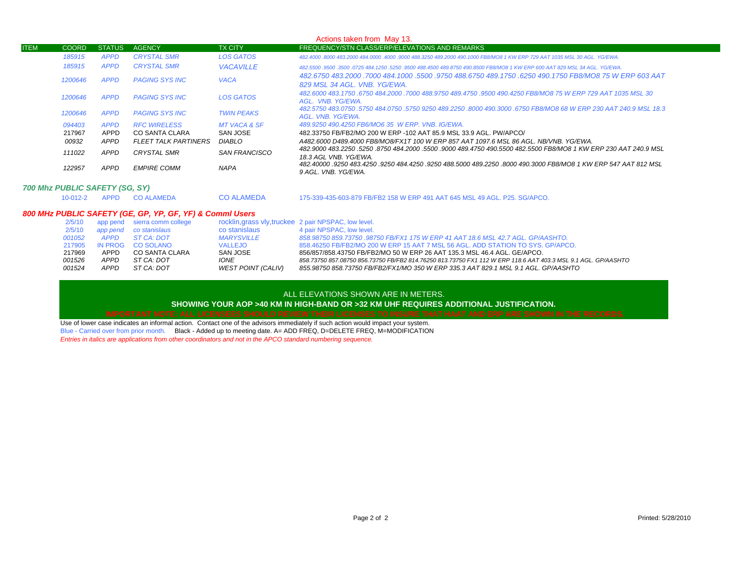Actions taken from May 13.

| ITEM | COORD | STATUS | AGENCY | TX CITY | FREQUENCY/STN CLASS/ERP/ELEVATIONS AND REMARKS |
|---|---|---|---|---|---|
| | *185915* | *APPD* | *CRYSTAL SMR* | *LOS GATOS* | *482.4000 .8000 483.2000 484.0000 .4000 .9000 488.3250 489.2000 490.1000 FB8/MO8 1 KW ERP 729 AAT 1035 MSL 30 AGL. YG/EWA.* |
| | *185915* | *APPD* | *CRYSTAL SMR* | *VACAVILLE* | *482.5500 .9500 .3500 .0725 484.1250 .5250 .9500 488.4500 489.8750 490.8500 FB8/MO8 1 KW ERP 600 AAT 829 MSL 34 AGL. YG/EWA.* |
| | *1200646* | *APPD* | *PAGING SYS INC* | *VACA* | *482.6750 483.2000 .7000 484.1000 .5500 .9750 488.6750 489.1750 .6250 490.1750 FB8/MO8 75 W ERP 603 AAT 829 MSL 34 AGL. VNB. YG/EWA.* |
| | *1200646* | *APPD* | *PAGING SYS INC* | *LOS GATOS* | *482.6000 483.1750 .6750 484.2000 .7000 488.9750 489.4750 .9500 490.4250 FB8/MO8 75 W ERP 729 AAT 1035 MSL 30 AGL. VNB. YG/EWA.* |
| | *1200646* | *APPD* | *PAGING SYS INC* | *TWIN PEAKS* | *482.5750 483.0750 .5750 484.0750 .5750 9250 489.2250 .8000 490.3000 .6750 FB8/MO8 68 W ERP 230 AAT 240.9 MSL 18.3 AGL. VNB. YG/EWA.* |
| | *094403* | *APPD* | *RFC WIRELESS* | *MT VACA & SF* | *489.9250 490.4250 FB6/MO6 35 W ERP. VNB. IG/EWA.* |
| | 217967 | APPD | CO SANTA CLARA | SAN JOSE | 482.33750 FB/FB2/MO 200 W ERP -102 AAT 85.9 MSL 33.9 AGL. PW/APCO/ |
| | *00932* | *APPD* | *FLEET TALK PARTINERS* | *DIABLO* | *A482.6000 D489.4000 FB8/MO8/FX1T 100 W ERP 857 AAT 1097.6 MSL 86 AGL. NB/VNB. YG/EWA.* |
| | *111022* | *APPD* | *CRYSTAL SMR* | *SAN FRANCISCO* | *482.9000 483.2250 .5250 .8750 484.2000 .5500 .9000 489.4750 490.5500 482.5500 FB8/MO8 1 KW ERP 230 AAT 240.9 MSL 18.3 AGL VNB. YG/EWA.* |
| | *122957* | *APPD* | *EMPIRE COMM* | *NAPA* | *482.40000 .9250 483.4250 .9250 484.4250 .9250 488.5000 489.2250 .8000 490.3000 FB8/MO8 1 KW ERP 547 AAT 812 MSL 9 AGL. VNB. YG/EWA.* |

### *700 Mhz PUBLIC SAFETY (SG, SY)*

| | | | | | |
|---|---|---|---|---|---|
| | 10-012-2 | APPD | CO ALAMEDA | CO ALAMEDA | 175-339-435-603-879 FB/FB2 158 W ERP 491 AAT 645 MSL 49 AGL. P25. SG/APCO. |

### *800 MHz PUBLIC SAFETY (GE, GP, YP, GF, YF) & Comml Users*

| | | | | | |
|---|---|---|---|---|---|
| | 2/5/10 | app pend | sierra comm college | rocklin,grass vly,truckee | 2 pair NPSPAC, low level. |
| | 2/5/10 | *app pend* | *co stanislaus* | co stanislaus | 4 pair NPSPAC, low level. |
| | *001052* | *APPD* | *ST CA: DOT* | *MARYSVILLE* | *858.98750 859.73750 .98750 FB/FX1 175 W ERP 41 AAT 18.6 MSL 42.7 AGL. GP/AASHTO.* |
| | 217905 | IN PROG | CO SOLANO | VALLEJO | 858.46250 FB/FB2/MO 200 W ERP 15 AAT 7 MSL 56 AGL. ADD STATION TO SYS. GP/APCO. |
| | 217969 | APPD | CO SANTA CLARA | SAN JOSE | 856/857/858.43750 FB/FB2/MO 50 W ERP 26 AAT 135.3 MSL 46.4 AGL. GE/APCO. |
| | *001526* | *APPD* | *ST CA: DOT* | *IONE* | *858.73750 857.08750 856.73750 FB/FB2 814.76250 813.73750 FX1 112 W ERP 118.6 AAT 403.3 MSL 9.1 AGL. GP/AASHTO* |
| | *001524* | *APPD* | *ST CA: DOT* | *WEST POINT (CALIV)* | *855.98750 858.73750 FB/FB2/FX1/MO 350 W ERP 335.3 AAT 829.1 MSL 9.1 AGL. GP/AASHTO* |

ALL ELEVATIONS SHOWN ARE IN METERS.

**SHOWING YOUR AOP >40 KM IN HIGH-BAND OR >32 KM UHF REQUIRES ADDITIONAL JUSTIFICATION.**

**IMPORTANT NOTE: ALL LICENSEES SHOULD REVIEW THEIR LICENSES TO INSURE THAT HAAT AND ERP ARE SHOWN IN THE RECORDS.**

Use of lower case indicates an informal action. Contact one of the advisors immediately if such action would impact your system.

Blue - Carried over from prior month. Black - Added up to meeting date. A= ADD FREQ, D=DELETE FREQ, M=MODIFICATION

*Entries in italics are applications from other coordinators and not in the APCO standard numbering sequence.*

Printed: 5/28/2010